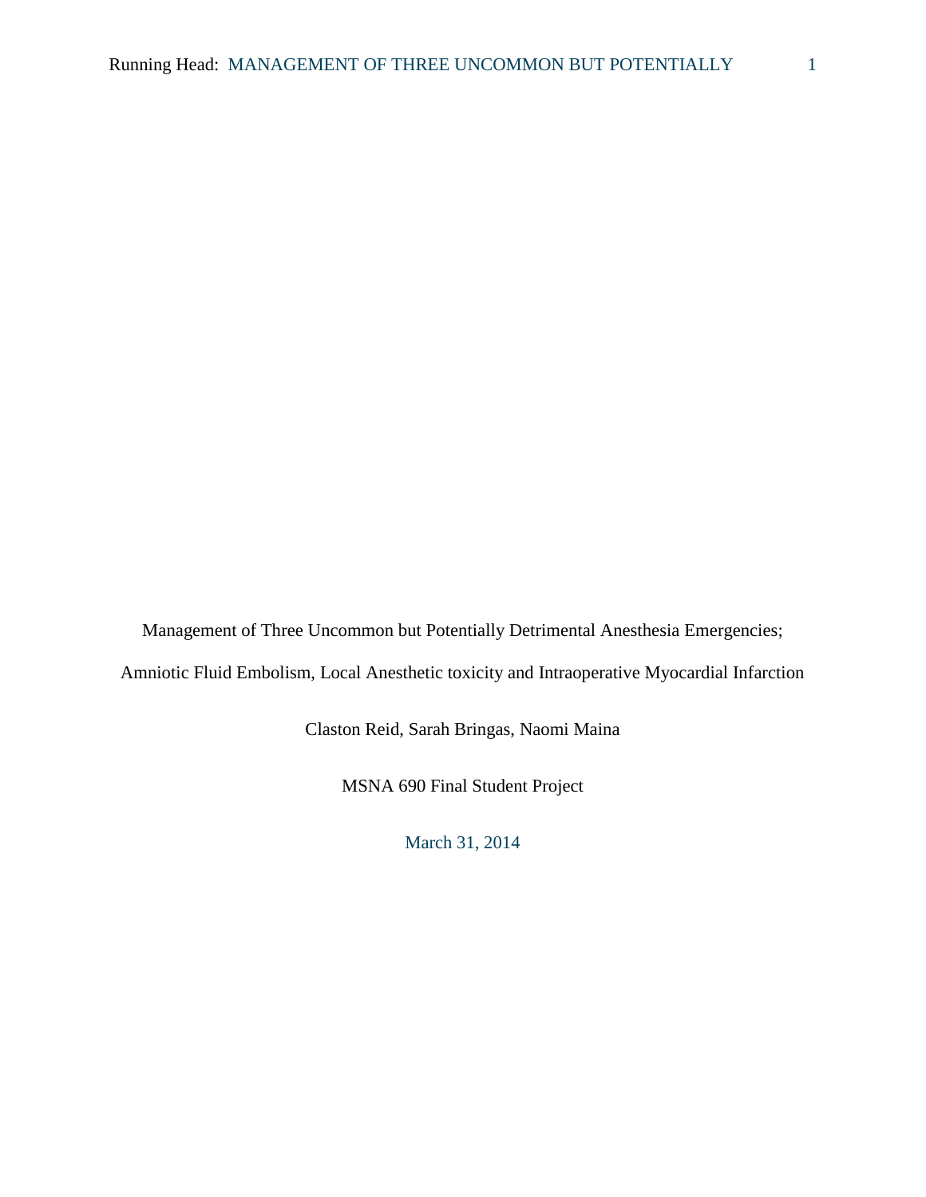Management of Three Uncommon but Potentially Detrimental Anesthesia Emergencies;

Amniotic Fluid Embolism, Local Anesthetic toxicity and Intraoperative Myocardial Infarction

Claston Reid, Sarah Bringas, Naomi Maina

MSNA 690 Final Student Project

March 31, 2014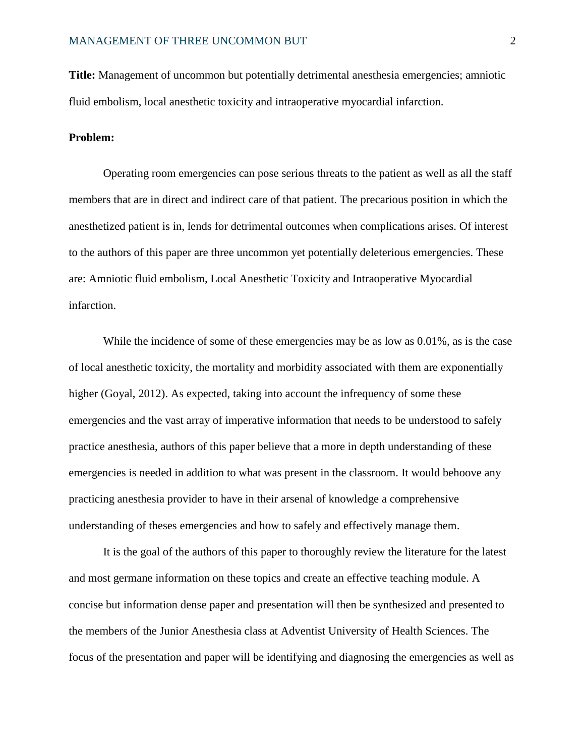**Title:** Management of uncommon but potentially detrimental anesthesia emergencies; amniotic fluid embolism, local anesthetic toxicity and intraoperative myocardial infarction.

**Problem:**

Operating room emergencies can pose serious threats to the patient as well as all the staff members that are in direct and indirect care of that patient. The precarious position in which the anesthetized patient is in, lends for detrimental outcomes when complications arises. Of interest to the authors of this paper are three uncommon yet potentially deleterious emergencies. These are: Amniotic fluid embolism, Local Anesthetic Toxicity and Intraoperative Myocardial infarction.

While the incidence of some of these emergencies may be as low as 0.01%, as is the case of local anesthetic toxicity, the mortality and morbidity associated with them are exponentially higher (Goyal, 2012). As expected, taking into account the infrequency of some these emergencies and the vast array of imperative information that needs to be understood to safely practice anesthesia, authors of this paper believe that a more in depth understanding of these emergencies is needed in addition to what was present in the classroom. It would behoove any practicing anesthesia provider to have in their arsenal of knowledge a comprehensive understanding of theses emergencies and how to safely and effectively manage them.

It is the goal of the authors of this paper to thoroughly review the literature for the latest and most germane information on these topics and create an effective teaching module. A concise but information dense paper and presentation will then be synthesized and presented to the members of the Junior Anesthesia class at Adventist University of Health Sciences. The focus of the presentation and paper will be identifying and diagnosing the emergencies as well as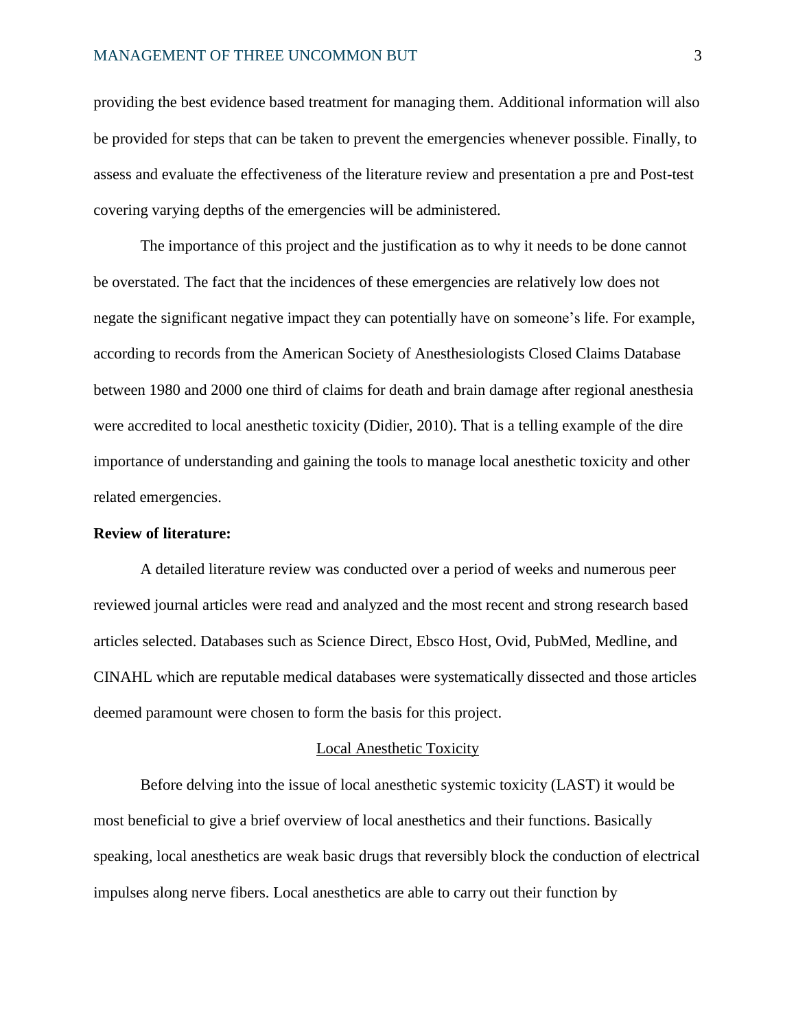providing the best evidence based treatment for managing them. Additional information will also be provided for steps that can be taken to prevent the emergencies whenever possible. Finally, to assess and evaluate the effectiveness of the literature review and presentation a pre and Post-test covering varying depths of the emergencies will be administered.

The importance of this project and the justification as to why it needs to be done cannot be overstated. The fact that the incidences of these emergencies are relatively low does not negate the significant negative impact they can potentially have on someone's life. For example, according to records from the American Society of Anesthesiologists Closed Claims Database between 1980 and 2000 one third of claims for death and brain damage after regional anesthesia were accredited to local anesthetic toxicity (Didier, 2010). That is a telling example of the dire importance of understanding and gaining the tools to manage local anesthetic toxicity and other related emergencies.

**Review of literature:**

A detailed literature review was conducted over a period of weeks and numerous peer reviewed journal articles were read and analyzed and the most recent and strong research based articles selected. Databases such as Science Direct, Ebsco Host, Ovid, PubMed, Medline, and CINAHL which are reputable medical databases were systematically dissected and those articles deemed paramount were chosen to form the basis for this project.

<u>Local Anesthetic Toxicity</u>

Before delving into the issue of local anesthetic systemic toxicity (LAST) it would be most beneficial to give a brief overview of local anesthetics and their functions. Basically speaking, local anesthetics are weak basic drugs that reversibly block the conduction of electrical impulses along nerve fibers. Local anesthetics are able to carry out their function by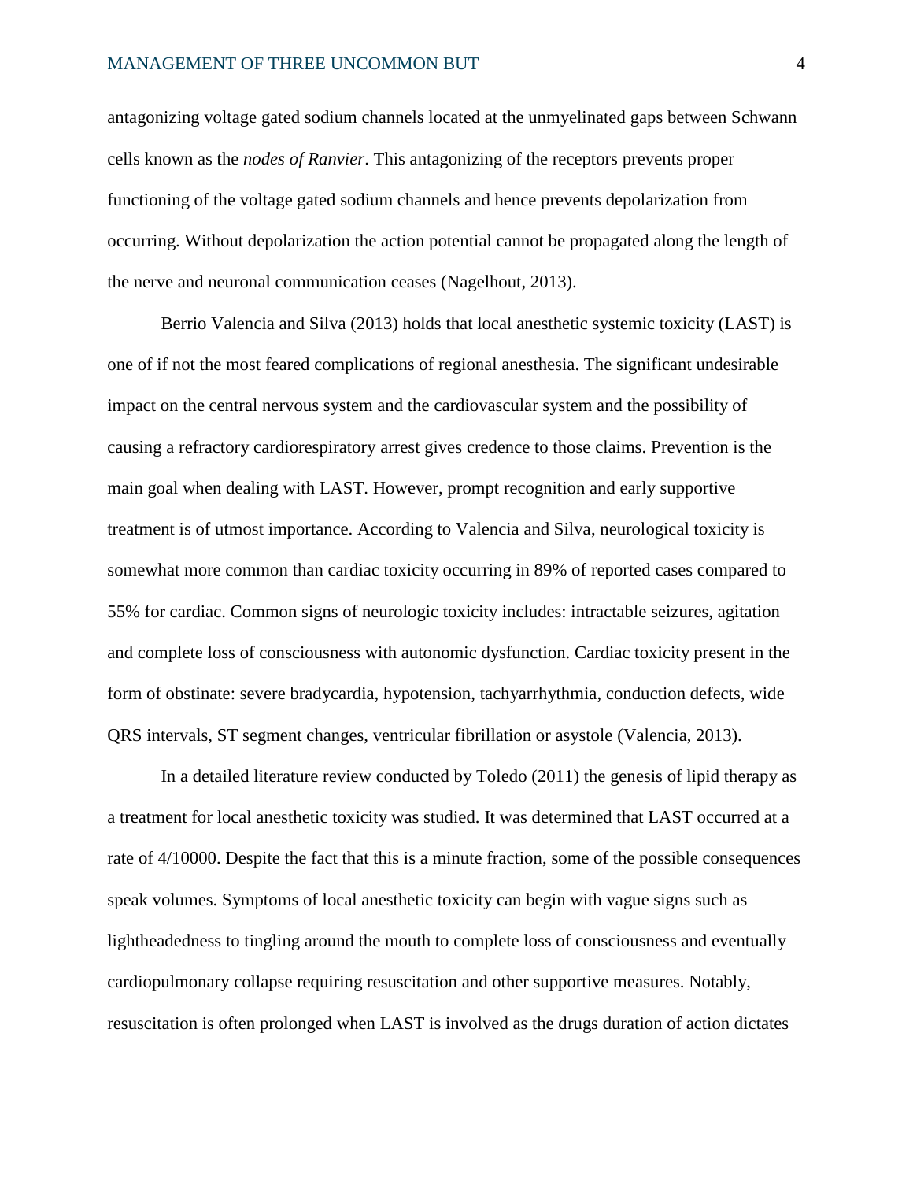antagonizing voltage gated sodium channels located at the unmyelinated gaps between Schwann cells known as the *nodes of Ranvier*. This antagonizing of the receptors prevents proper functioning of the voltage gated sodium channels and hence prevents depolarization from occurring. Without depolarization the action potential cannot be propagated along the length of the nerve and neuronal communication ceases (Nagelhout, 2013).

Berrio Valencia and Silva (2013) holds that local anesthetic systemic toxicity (LAST) is one of if not the most feared complications of regional anesthesia. The significant undesirable impact on the central nervous system and the cardiovascular system and the possibility of causing a refractory cardiorespiratory arrest gives credence to those claims. Prevention is the main goal when dealing with LAST. However, prompt recognition and early supportive treatment is of utmost importance. According to Valencia and Silva, neurological toxicity is somewhat more common than cardiac toxicity occurring in 89% of reported cases compared to 55% for cardiac. Common signs of neurologic toxicity includes: intractable seizures, agitation and complete loss of consciousness with autonomic dysfunction. Cardiac toxicity present in the form of obstinate: severe bradycardia, hypotension, tachyarrhythmia, conduction defects, wide QRS intervals, ST segment changes, ventricular fibrillation or asystole (Valencia, 2013).

In a detailed literature review conducted by Toledo (2011) the genesis of lipid therapy as a treatment for local anesthetic toxicity was studied. It was determined that LAST occurred at a rate of 4/10000. Despite the fact that this is a minute fraction, some of the possible consequences speak volumes. Symptoms of local anesthetic toxicity can begin with vague signs such as lightheadedness to tingling around the mouth to complete loss of consciousness and eventually cardiopulmonary collapse requiring resuscitation and other supportive measures. Notably, resuscitation is often prolonged when LAST is involved as the drugs duration of action dictates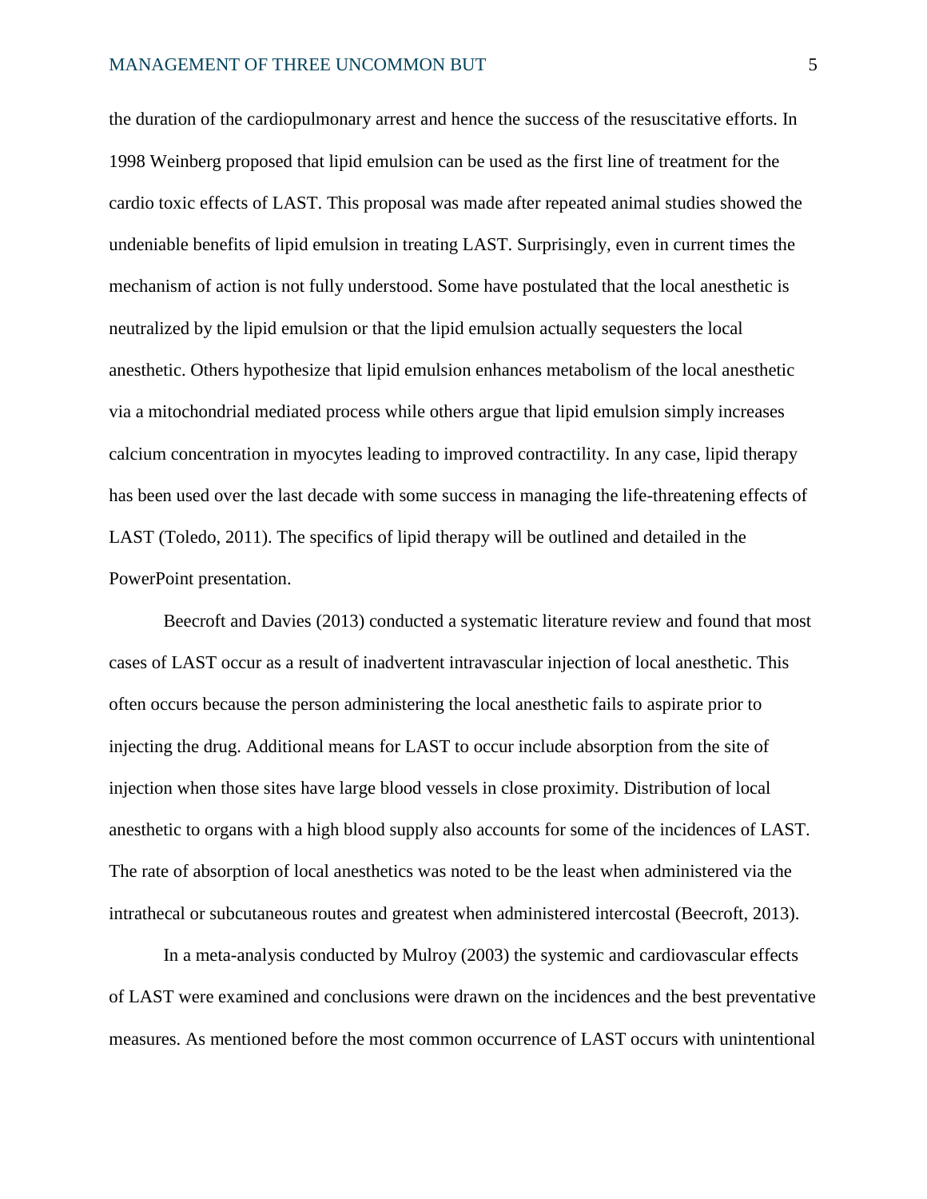the duration of the cardiopulmonary arrest and hence the success of the resuscitative efforts. In 1998 Weinberg proposed that lipid emulsion can be used as the first line of treatment for the cardio toxic effects of LAST. This proposal was made after repeated animal studies showed the undeniable benefits of lipid emulsion in treating LAST. Surprisingly, even in current times the mechanism of action is not fully understood. Some have postulated that the local anesthetic is neutralized by the lipid emulsion or that the lipid emulsion actually sequesters the local anesthetic. Others hypothesize that lipid emulsion enhances metabolism of the local anesthetic via a mitochondrial mediated process while others argue that lipid emulsion simply increases calcium concentration in myocytes leading to improved contractility. In any case, lipid therapy has been used over the last decade with some success in managing the life-threatening effects of LAST (Toledo, 2011). The specifics of lipid therapy will be outlined and detailed in the PowerPoint presentation.

Beecroft and Davies (2013) conducted a systematic literature review and found that most cases of LAST occur as a result of inadvertent intravascular injection of local anesthetic. This often occurs because the person administering the local anesthetic fails to aspirate prior to injecting the drug. Additional means for LAST to occur include absorption from the site of injection when those sites have large blood vessels in close proximity. Distribution of local anesthetic to organs with a high blood supply also accounts for some of the incidences of LAST. The rate of absorption of local anesthetics was noted to be the least when administered via the intrathecal or subcutaneous routes and greatest when administered intercostal (Beecroft, 2013).

In a meta-analysis conducted by Mulroy (2003) the systemic and cardiovascular effects of LAST were examined and conclusions were drawn on the incidences and the best preventative measures. As mentioned before the most common occurrence of LAST occurs with unintentional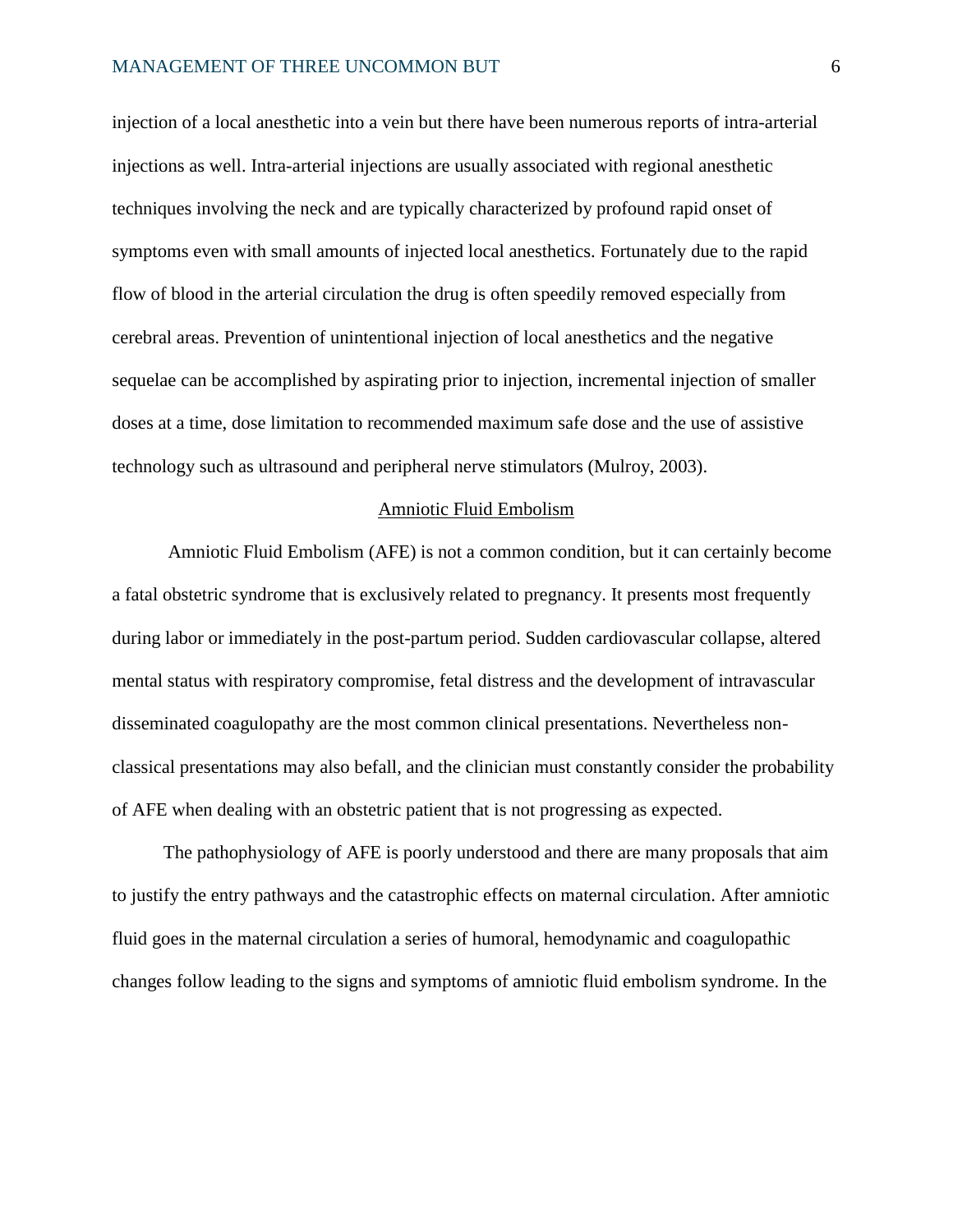injection of a local anesthetic into a vein but there have been numerous reports of intra-arterial injections as well. Intra-arterial injections are usually associated with regional anesthetic techniques involving the neck and are typically characterized by profound rapid onset of symptoms even with small amounts of injected local anesthetics. Fortunately due to the rapid flow of blood in the arterial circulation the drug is often speedily removed especially from cerebral areas. Prevention of unintentional injection of local anesthetics and the negative sequelae can be accomplished by aspirating prior to injection, incremental injection of smaller doses at a time, dose limitation to recommended maximum safe dose and the use of assistive technology such as ultrasound and peripheral nerve stimulators (Mulroy, 2003).

## Amniotic Fluid Embolism

Amniotic Fluid Embolism (AFE) is not a common condition, but it can certainly become a fatal obstetric syndrome that is exclusively related to pregnancy. It presents most frequently during labor or immediately in the post-partum period. Sudden cardiovascular collapse, altered mental status with respiratory compromise, fetal distress and the development of intravascular disseminated coagulopathy are the most common clinical presentations. Nevertheless non-classical presentations may also befall, and the clinician must constantly consider the probability of AFE when dealing with an obstetric patient that is not progressing as expected.

The pathophysiology of AFE is poorly understood and there are many proposals that aim to justify the entry pathways and the catastrophic effects on maternal circulation. After amniotic fluid goes in the maternal circulation a series of humoral, hemodynamic and coagulopathic changes follow leading to the signs and symptoms of amniotic fluid embolism syndrome. In the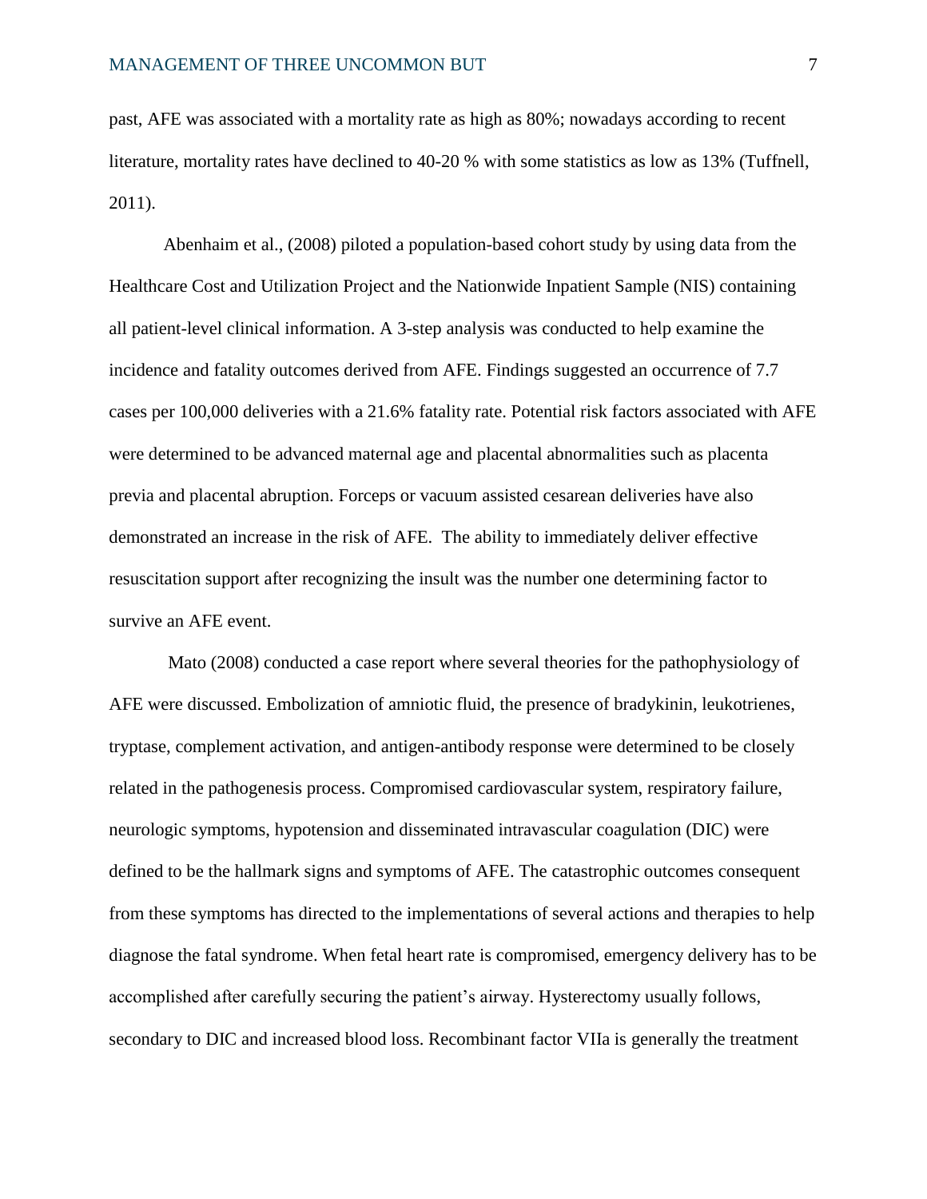past, AFE was associated with a mortality rate as high as 80%; nowadays according to recent literature, mortality rates have declined to 40-20 % with some statistics as low as 13% (Tuffnell, 2011).

Abenhaim et al., (2008) piloted a population-based cohort study by using data from the Healthcare Cost and Utilization Project and the Nationwide Inpatient Sample (NIS) containing all patient-level clinical information. A 3-step analysis was conducted to help examine the incidence and fatality outcomes derived from AFE. Findings suggested an occurrence of 7.7 cases per 100,000 deliveries with a 21.6% fatality rate. Potential risk factors associated with AFE were determined to be advanced maternal age and placental abnormalities such as placenta previa and placental abruption. Forceps or vacuum assisted cesarean deliveries have also demonstrated an increase in the risk of AFE. The ability to immediately deliver effective resuscitation support after recognizing the insult was the number one determining factor to survive an AFE event.

Mato (2008) conducted a case report where several theories for the pathophysiology of AFE were discussed. Embolization of amniotic fluid, the presence of bradykinin, leukotrienes, tryptase, complement activation, and antigen-antibody response were determined to be closely related in the pathogenesis process. Compromised cardiovascular system, respiratory failure, neurologic symptoms, hypotension and disseminated intravascular coagulation (DIC) were defined to be the hallmark signs and symptoms of AFE. The catastrophic outcomes consequent from these symptoms has directed to the implementations of several actions and therapies to help diagnose the fatal syndrome. When fetal heart rate is compromised, emergency delivery has to be accomplished after carefully securing the patient's airway. Hysterectomy usually follows, secondary to DIC and increased blood loss. Recombinant factor VIIa is generally the treatment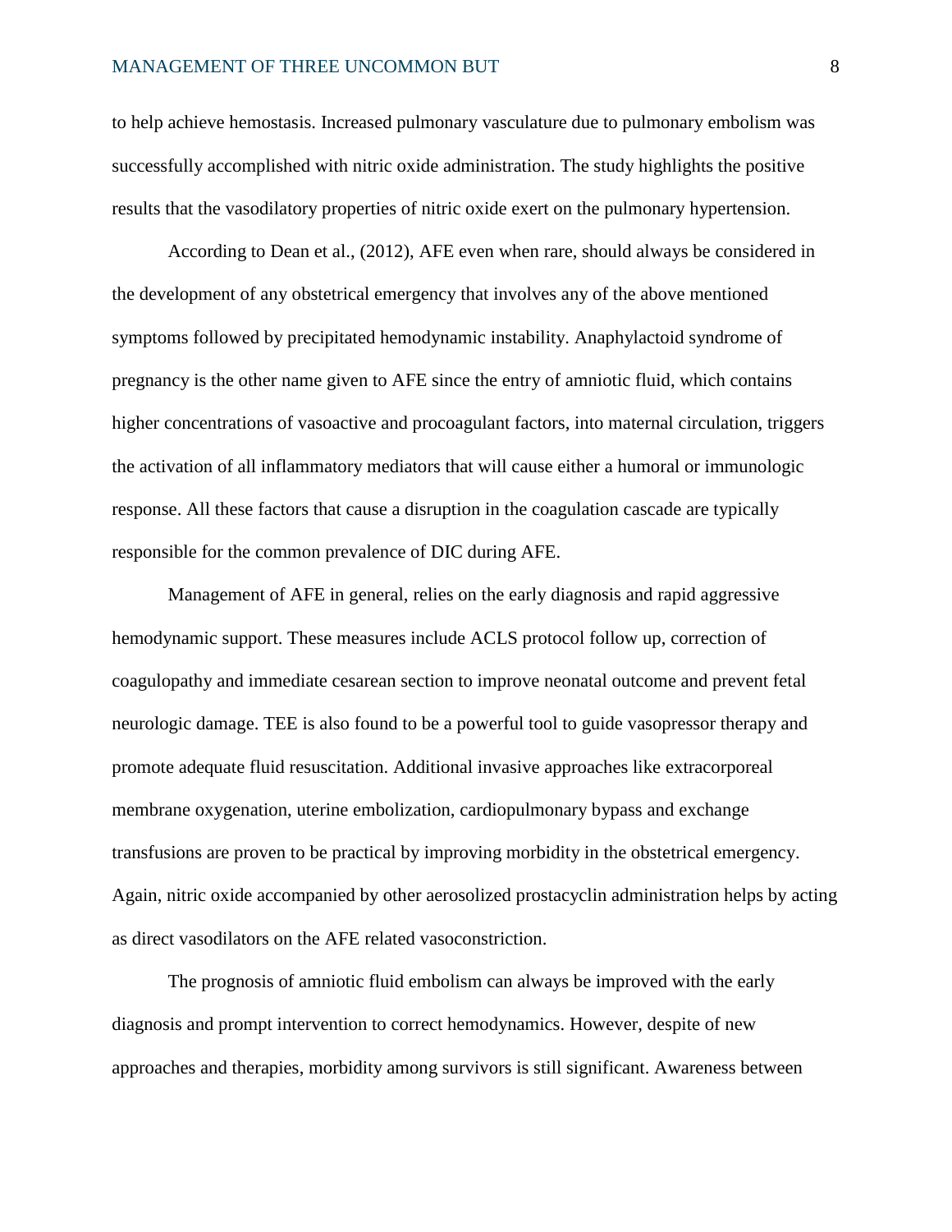to help achieve hemostasis. Increased pulmonary vasculature due to pulmonary embolism was successfully accomplished with nitric oxide administration. The study highlights the positive results that the vasodilatory properties of nitric oxide exert on the pulmonary hypertension.

According to Dean et al., (2012), AFE even when rare, should always be considered in the development of any obstetrical emergency that involves any of the above mentioned symptoms followed by precipitated hemodynamic instability. Anaphylactoid syndrome of pregnancy is the other name given to AFE since the entry of amniotic fluid, which contains higher concentrations of vasoactive and procoagulant factors, into maternal circulation, triggers the activation of all inflammatory mediators that will cause either a humoral or immunologic response. All these factors that cause a disruption in the coagulation cascade are typically responsible for the common prevalence of DIC during AFE.

Management of AFE in general, relies on the early diagnosis and rapid aggressive hemodynamic support. These measures include ACLS protocol follow up, correction of coagulopathy and immediate cesarean section to improve neonatal outcome and prevent fetal neurologic damage. TEE is also found to be a powerful tool to guide vasopressor therapy and promote adequate fluid resuscitation. Additional invasive approaches like extracorporeal membrane oxygenation, uterine embolization, cardiopulmonary bypass and exchange transfusions are proven to be practical by improving morbidity in the obstetrical emergency. Again, nitric oxide accompanied by other aerosolized prostacyclin administration helps by acting as direct vasodilators on the AFE related vasoconstriction.

The prognosis of amniotic fluid embolism can always be improved with the early diagnosis and prompt intervention to correct hemodynamics. However, despite of new approaches and therapies, morbidity among survivors is still significant. Awareness between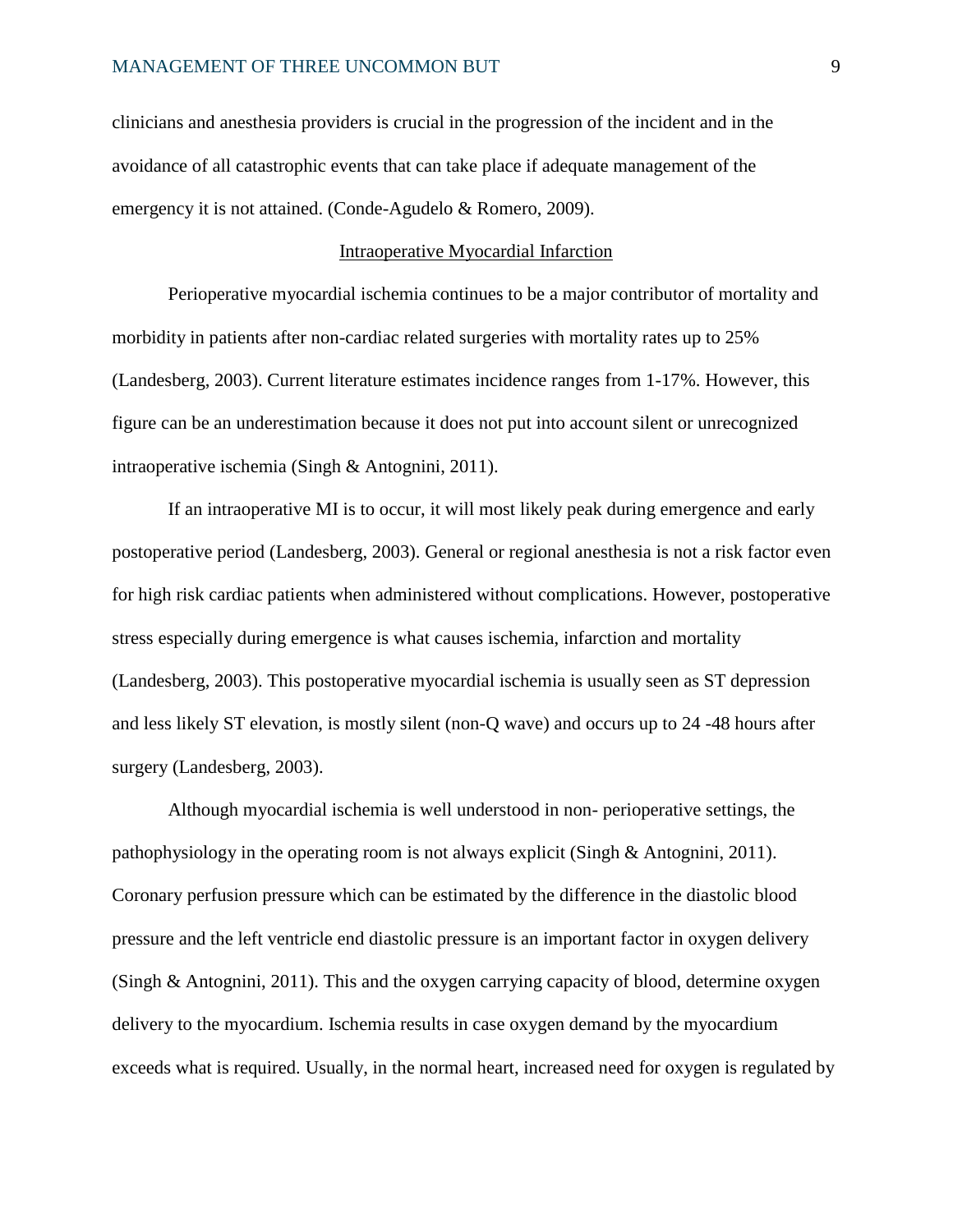clinicians and anesthesia providers is crucial in the progression of the incident and in the avoidance of all catastrophic events that can take place if adequate management of the emergency it is not attained. (Conde-Agudelo & Romero, 2009).

## Intraoperative Myocardial Infarction

Perioperative myocardial ischemia continues to be a major contributor of mortality and morbidity in patients after non-cardiac related surgeries with mortality rates up to 25% (Landesberg, 2003). Current literature estimates incidence ranges from 1-17%. However, this figure can be an underestimation because it does not put into account silent or unrecognized intraoperative ischemia (Singh & Antognini, 2011).

If an intraoperative MI is to occur, it will most likely peak during emergence and early postoperative period (Landesberg, 2003). General or regional anesthesia is not a risk factor even for high risk cardiac patients when administered without complications. However, postoperative stress especially during emergence is what causes ischemia, infarction and mortality (Landesberg, 2003). This postoperative myocardial ischemia is usually seen as ST depression and less likely ST elevation, is mostly silent (non-Q wave) and occurs up to 24 -48 hours after surgery (Landesberg, 2003).

Although myocardial ischemia is well understood in non- perioperative settings, the pathophysiology in the operating room is not always explicit (Singh & Antognini, 2011). Coronary perfusion pressure which can be estimated by the difference in the diastolic blood pressure and the left ventricle end diastolic pressure is an important factor in oxygen delivery (Singh & Antognini, 2011). This and the oxygen carrying capacity of blood, determine oxygen delivery to the myocardium. Ischemia results in case oxygen demand by the myocardium exceeds what is required. Usually, in the normal heart, increased need for oxygen is regulated by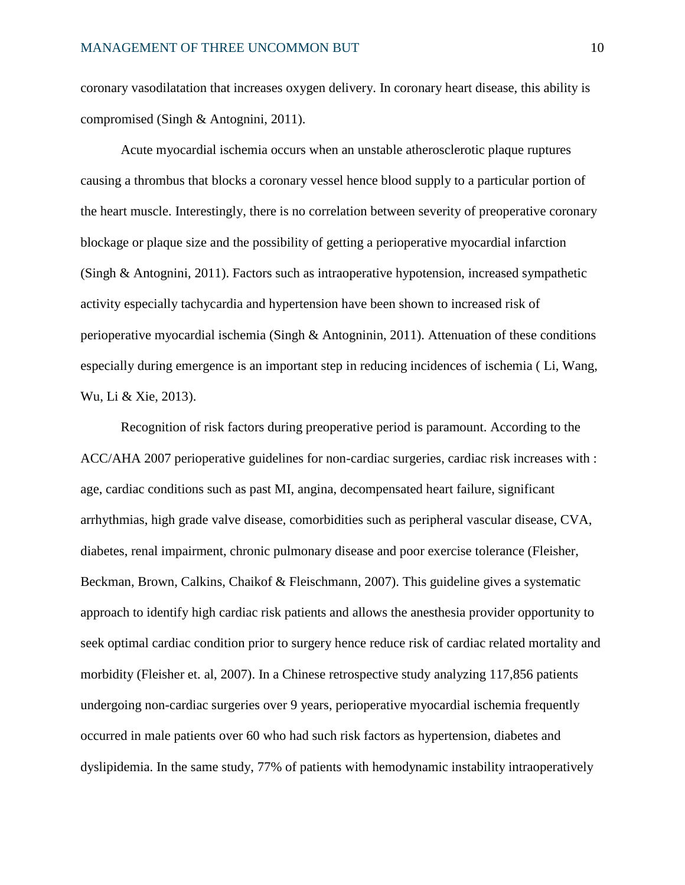coronary vasodilatation that increases oxygen delivery. In coronary heart disease, this ability is compromised (Singh & Antognini, 2011).

Acute myocardial ischemia occurs when an unstable atherosclerotic plaque ruptures causing a thrombus that blocks a coronary vessel hence blood supply to a particular portion of the heart muscle. Interestingly, there is no correlation between severity of preoperative coronary blockage or plaque size and the possibility of getting a perioperative myocardial infarction (Singh & Antognini, 2011). Factors such as intraoperative hypotension, increased sympathetic activity especially tachycardia and hypertension have been shown to increased risk of perioperative myocardial ischemia (Singh & Antogninin, 2011). Attenuation of these conditions especially during emergence is an important step in reducing incidences of ischemia ( Li, Wang, Wu, Li & Xie, 2013).

Recognition of risk factors during preoperative period is paramount. According to the ACC/AHA 2007 perioperative guidelines for non-cardiac surgeries, cardiac risk increases with : age, cardiac conditions such as past MI, angina, decompensated heart failure, significant arrhythmias, high grade valve disease, comorbidities such as peripheral vascular disease, CVA, diabetes, renal impairment, chronic pulmonary disease and poor exercise tolerance (Fleisher, Beckman, Brown, Calkins, Chaikof & Fleischmann, 2007). This guideline gives a systematic approach to identify high cardiac risk patients and allows the anesthesia provider opportunity to seek optimal cardiac condition prior to surgery hence reduce risk of cardiac related mortality and morbidity (Fleisher et. al, 2007). In a Chinese retrospective study analyzing 117,856 patients undergoing non-cardiac surgeries over 9 years, perioperative myocardial ischemia frequently occurred in male patients over 60 who had such risk factors as hypertension, diabetes and dyslipidemia. In the same study, 77% of patients with hemodynamic instability intraoperatively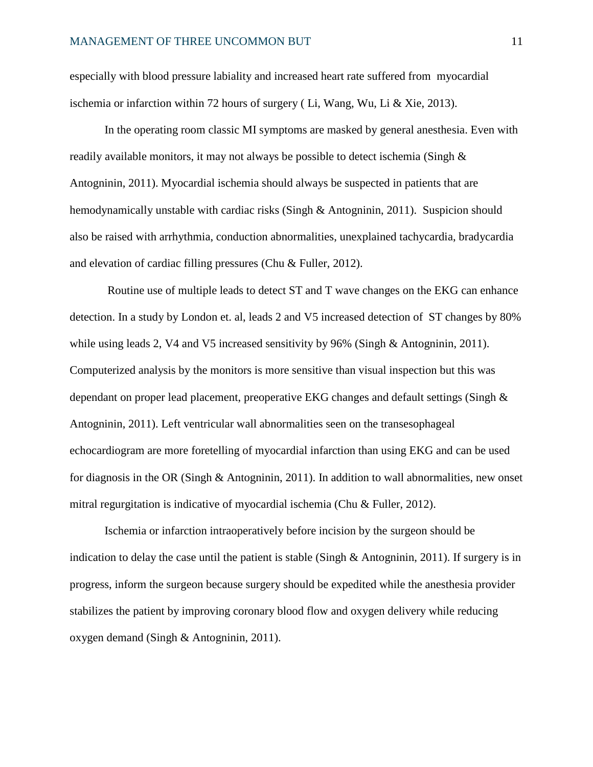especially with blood pressure labiality and increased heart rate suffered from myocardial ischemia or infarction within 72 hours of surgery ( Li, Wang, Wu, Li & Xie, 2013).

In the operating room classic MI symptoms are masked by general anesthesia. Even with readily available monitors, it may not always be possible to detect ischemia (Singh & Antogninin, 2011). Myocardial ischemia should always be suspected in patients that are hemodynamically unstable with cardiac risks (Singh & Antogninin, 2011). Suspicion should also be raised with arrhythmia, conduction abnormalities, unexplained tachycardia, bradycardia and elevation of cardiac filling pressures (Chu & Fuller, 2012).

Routine use of multiple leads to detect ST and T wave changes on the EKG can enhance detection. In a study by London et. al, leads 2 and V5 increased detection of ST changes by 80% while using leads 2, V4 and V5 increased sensitivity by 96% (Singh & Antogninin, 2011). Computerized analysis by the monitors is more sensitive than visual inspection but this was dependant on proper lead placement, preoperative EKG changes and default settings (Singh & Antogninin, 2011). Left ventricular wall abnormalities seen on the transesophageal echocardiogram are more foretelling of myocardial infarction than using EKG and can be used for diagnosis in the OR (Singh & Antogninin, 2011). In addition to wall abnormalities, new onset mitral regurgitation is indicative of myocardial ischemia (Chu & Fuller, 2012).

Ischemia or infarction intraoperatively before incision by the surgeon should be indication to delay the case until the patient is stable (Singh & Antogninin, 2011). If surgery is in progress, inform the surgeon because surgery should be expedited while the anesthesia provider stabilizes the patient by improving coronary blood flow and oxygen delivery while reducing oxygen demand (Singh & Antogninin, 2011).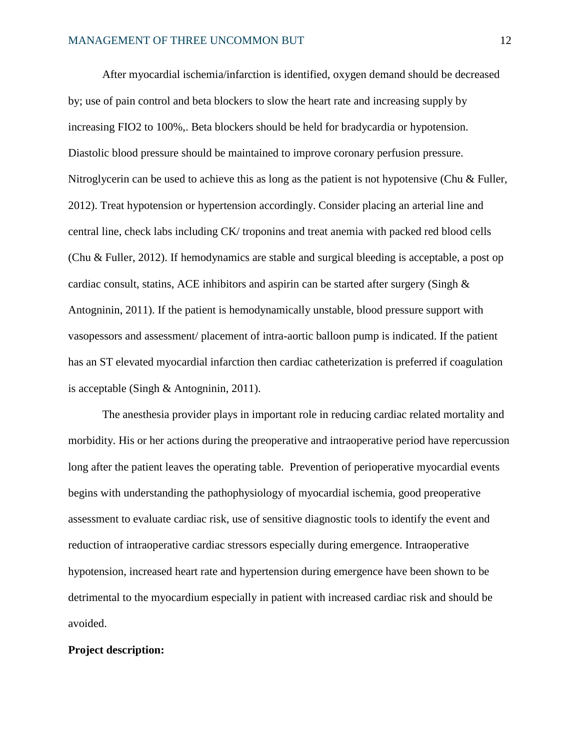After myocardial ischemia/infarction is identified, oxygen demand should be decreased by; use of pain control and beta blockers to slow the heart rate and increasing supply by increasing FIO2 to 100%,. Beta blockers should be held for bradycardia or hypotension. Diastolic blood pressure should be maintained to improve coronary perfusion pressure. Nitroglycerin can be used to achieve this as long as the patient is not hypotensive (Chu & Fuller, 2012). Treat hypotension or hypertension accordingly. Consider placing an arterial line and central line, check labs including CK/ troponins and treat anemia with packed red blood cells (Chu & Fuller, 2012). If hemodynamics are stable and surgical bleeding is acceptable, a post op cardiac consult, statins, ACE inhibitors and aspirin can be started after surgery (Singh & Antogninin, 2011). If the patient is hemodynamically unstable, blood pressure support with vasopessors and assessment/ placement of intra-aortic balloon pump is indicated. If the patient has an ST elevated myocardial infarction then cardiac catheterization is preferred if coagulation is acceptable (Singh & Antogninin, 2011).

The anesthesia provider plays in important role in reducing cardiac related mortality and morbidity. His or her actions during the preoperative and intraoperative period have repercussion long after the patient leaves the operating table. Prevention of perioperative myocardial events begins with understanding the pathophysiology of myocardial ischemia, good preoperative assessment to evaluate cardiac risk, use of sensitive diagnostic tools to identify the event and reduction of intraoperative cardiac stressors especially during emergence. Intraoperative hypotension, increased heart rate and hypertension during emergence have been shown to be detrimental to the myocardium especially in patient with increased cardiac risk and should be avoided.

**Project description:**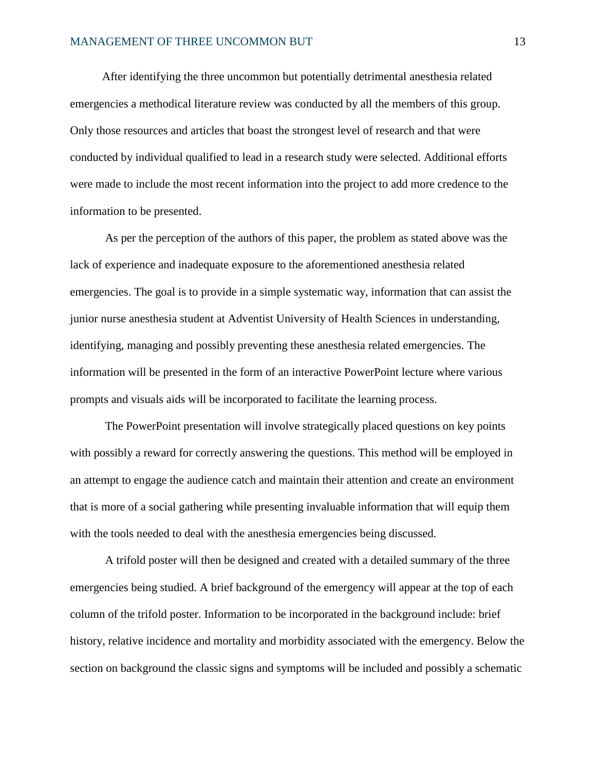After identifying the three uncommon but potentially detrimental anesthesia related emergencies a methodical literature review was conducted by all the members of this group. Only those resources and articles that boast the strongest level of research and that were conducted by individual qualified to lead in a research study were selected. Additional efforts were made to include the most recent information into the project to add more credence to the information to be presented.

As per the perception of the authors of this paper, the problem as stated above was the lack of experience and inadequate exposure to the aforementioned anesthesia related emergencies. The goal is to provide in a simple systematic way, information that can assist the junior nurse anesthesia student at Adventist University of Health Sciences in understanding, identifying, managing and possibly preventing these anesthesia related emergencies. The information will be presented in the form of an interactive PowerPoint lecture where various prompts and visuals aids will be incorporated to facilitate the learning process.

The PowerPoint presentation will involve strategically placed questions on key points with possibly a reward for correctly answering the questions. This method will be employed in an attempt to engage the audience catch and maintain their attention and create an environment that is more of a social gathering while presenting invaluable information that will equip them with the tools needed to deal with the anesthesia emergencies being discussed.

A trifold poster will then be designed and created with a detailed summary of the three emergencies being studied. A brief background of the emergency will appear at the top of each column of the trifold poster. Information to be incorporated in the background include: brief history, relative incidence and mortality and morbidity associated with the emergency. Below the section on background the classic signs and symptoms will be included and possibly a schematic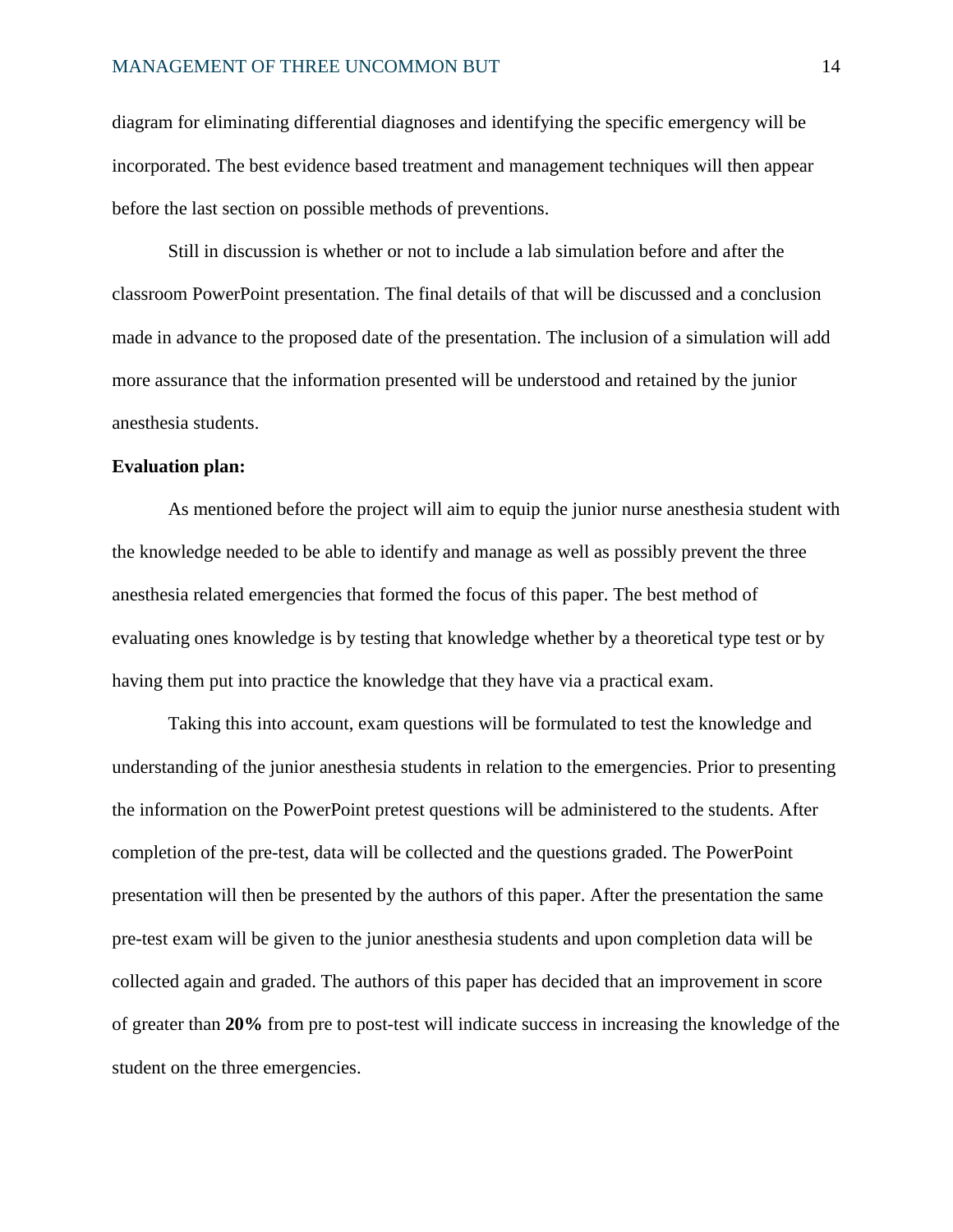diagram for eliminating differential diagnoses and identifying the specific emergency will be incorporated. The best evidence based treatment and management techniques will then appear before the last section on possible methods of preventions.

Still in discussion is whether or not to include a lab simulation before and after the classroom PowerPoint presentation. The final details of that will be discussed and a conclusion made in advance to the proposed date of the presentation. The inclusion of a simulation will add more assurance that the information presented will be understood and retained by the junior anesthesia students.

**Evaluation plan:**

As mentioned before the project will aim to equip the junior nurse anesthesia student with the knowledge needed to be able to identify and manage as well as possibly prevent the three anesthesia related emergencies that formed the focus of this paper. The best method of evaluating ones knowledge is by testing that knowledge whether by a theoretical type test or by having them put into practice the knowledge that they have via a practical exam.

Taking this into account, exam questions will be formulated to test the knowledge and understanding of the junior anesthesia students in relation to the emergencies. Prior to presenting the information on the PowerPoint pretest questions will be administered to the students. After completion of the pre-test, data will be collected and the questions graded. The PowerPoint presentation will then be presented by the authors of this paper. After the presentation the same pre-test exam will be given to the junior anesthesia students and upon completion data will be collected again and graded. The authors of this paper has decided that an improvement in score of greater than **20%** from pre to post-test will indicate success in increasing the knowledge of the student on the three emergencies.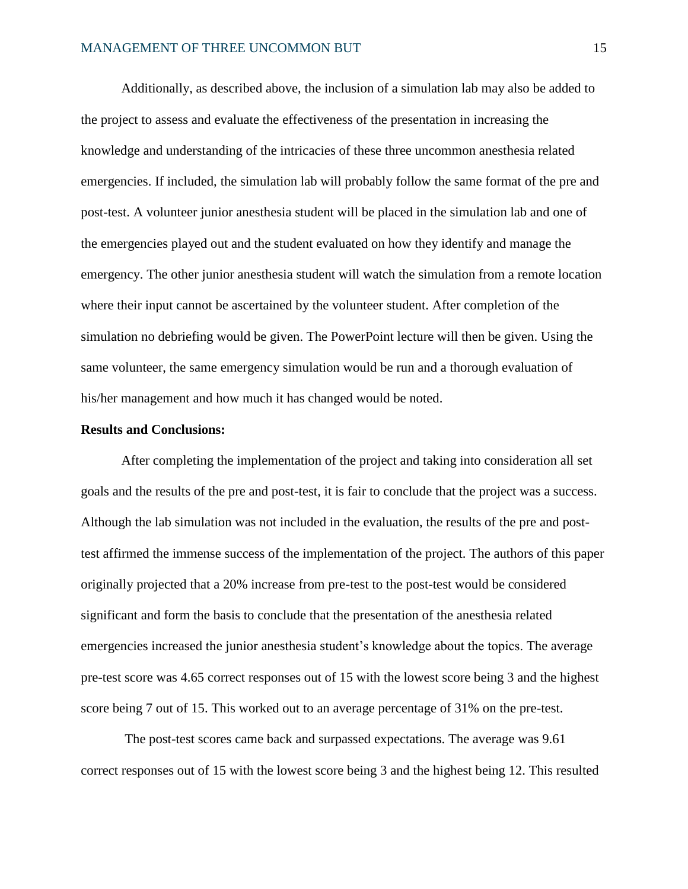Additionally, as described above, the inclusion of a simulation lab may also be added to the project to assess and evaluate the effectiveness of the presentation in increasing the knowledge and understanding of the intricacies of these three uncommon anesthesia related emergencies. If included, the simulation lab will probably follow the same format of the pre and post-test. A volunteer junior anesthesia student will be placed in the simulation lab and one of the emergencies played out and the student evaluated on how they identify and manage the emergency. The other junior anesthesia student will watch the simulation from a remote location where their input cannot be ascertained by the volunteer student. After completion of the simulation no debriefing would be given. The PowerPoint lecture will then be given. Using the same volunteer, the same emergency simulation would be run and a thorough evaluation of his/her management and how much it has changed would be noted.

**Results and Conclusions:**

After completing the implementation of the project and taking into consideration all set goals and the results of the pre and post-test, it is fair to conclude that the project was a success. Although the lab simulation was not included in the evaluation, the results of the pre and post-test affirmed the immense success of the implementation of the project. The authors of this paper originally projected that a 20% increase from pre-test to the post-test would be considered significant and form the basis to conclude that the presentation of the anesthesia related emergencies increased the junior anesthesia student's knowledge about the topics. The average pre-test score was 4.65 correct responses out of 15 with the lowest score being 3 and the highest score being 7 out of 15. This worked out to an average percentage of 31% on the pre-test.

The post-test scores came back and surpassed expectations. The average was 9.61 correct responses out of 15 with the lowest score being 3 and the highest being 12. This resulted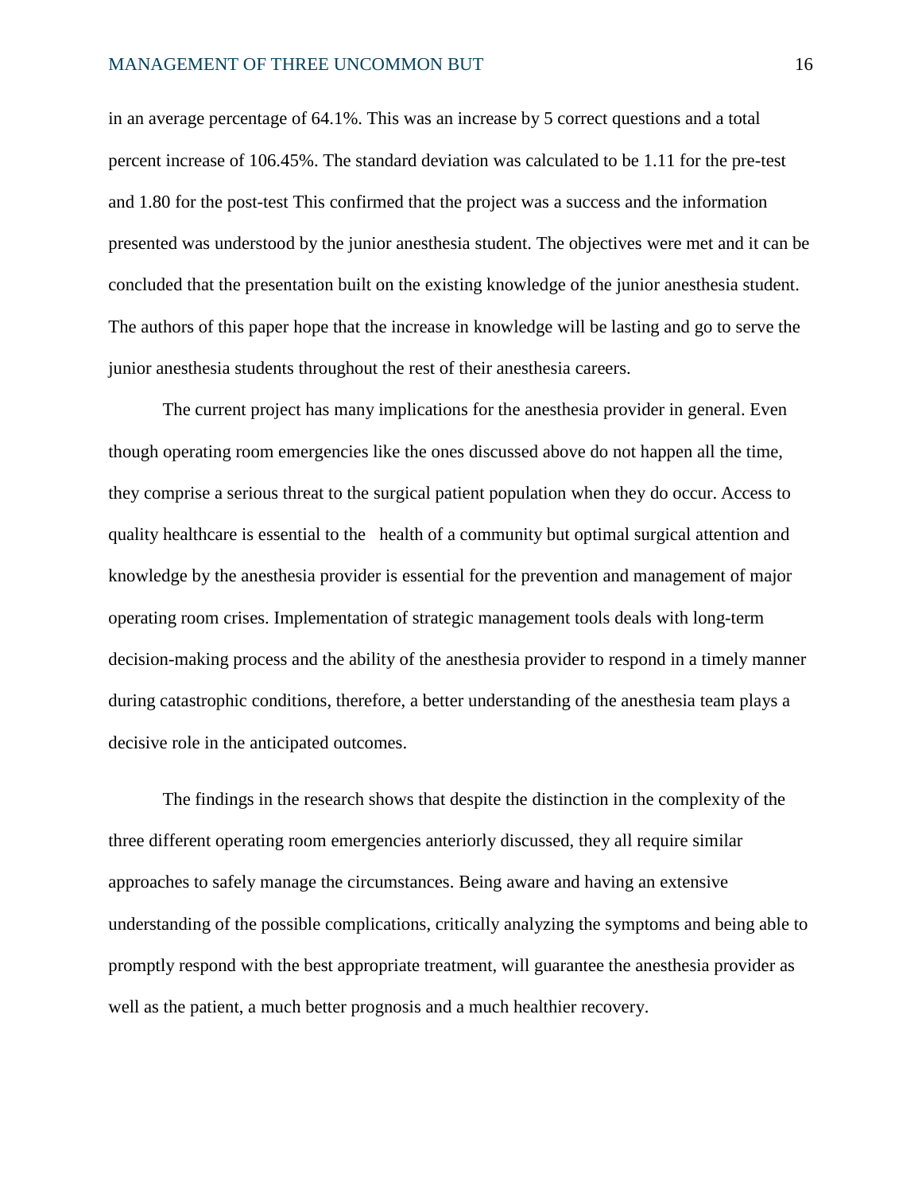in an average percentage of 64.1%. This was an increase by 5 correct questions and a total percent increase of 106.45%. The standard deviation was calculated to be 1.11 for the pre-test and 1.80 for the post-test This confirmed that the project was a success and the information presented was understood by the junior anesthesia student. The objectives were met and it can be concluded that the presentation built on the existing knowledge of the junior anesthesia student. The authors of this paper hope that the increase in knowledge will be lasting and go to serve the junior anesthesia students throughout the rest of their anesthesia careers.

The current project has many implications for the anesthesia provider in general. Even though operating room emergencies like the ones discussed above do not happen all the time, they comprise a serious threat to the surgical patient population when they do occur. Access to quality healthcare is essential to the health of a community but optimal surgical attention and knowledge by the anesthesia provider is essential for the prevention and management of major operating room crises. Implementation of strategic management tools deals with long-term decision-making process and the ability of the anesthesia provider to respond in a timely manner during catastrophic conditions, therefore, a better understanding of the anesthesia team plays a decisive role in the anticipated outcomes.

The findings in the research shows that despite the distinction in the complexity of the three different operating room emergencies anteriorly discussed, they all require similar approaches to safely manage the circumstances. Being aware and having an extensive understanding of the possible complications, critically analyzing the symptoms and being able to promptly respond with the best appropriate treatment, will guarantee the anesthesia provider as well as the patient, a much better prognosis and a much healthier recovery.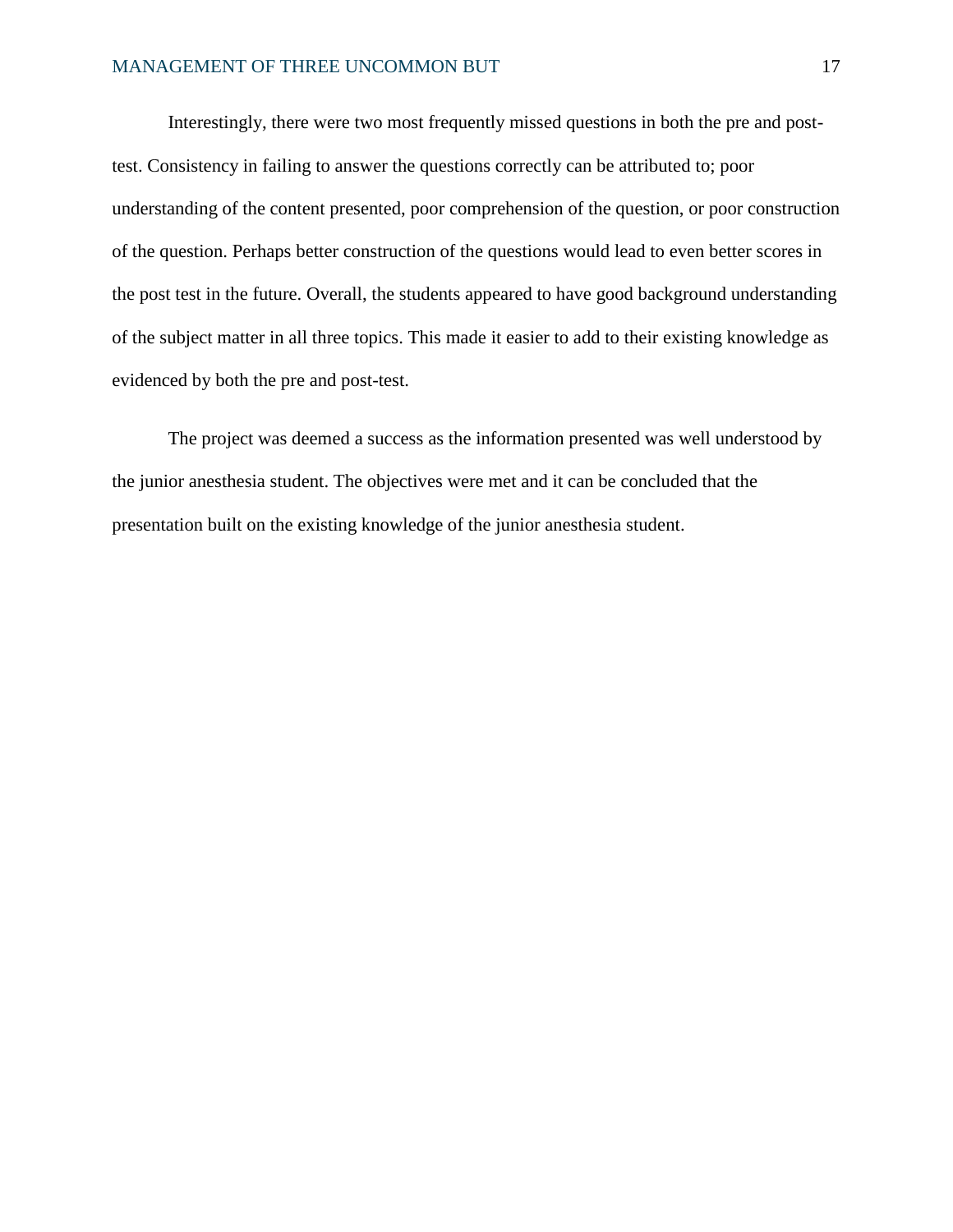Interestingly, there were two most frequently missed questions in both the pre and post-test. Consistency in failing to answer the questions correctly can be attributed to; poor understanding of the content presented, poor comprehension of the question, or poor construction of the question. Perhaps better construction of the questions would lead to even better scores in the post test in the future. Overall, the students appeared to have good background understanding of the subject matter in all three topics. This made it easier to add to their existing knowledge as evidenced by both the pre and post-test.

The project was deemed a success as the information presented was well understood by the junior anesthesia student. The objectives were met and it can be concluded that the presentation built on the existing knowledge of the junior anesthesia student.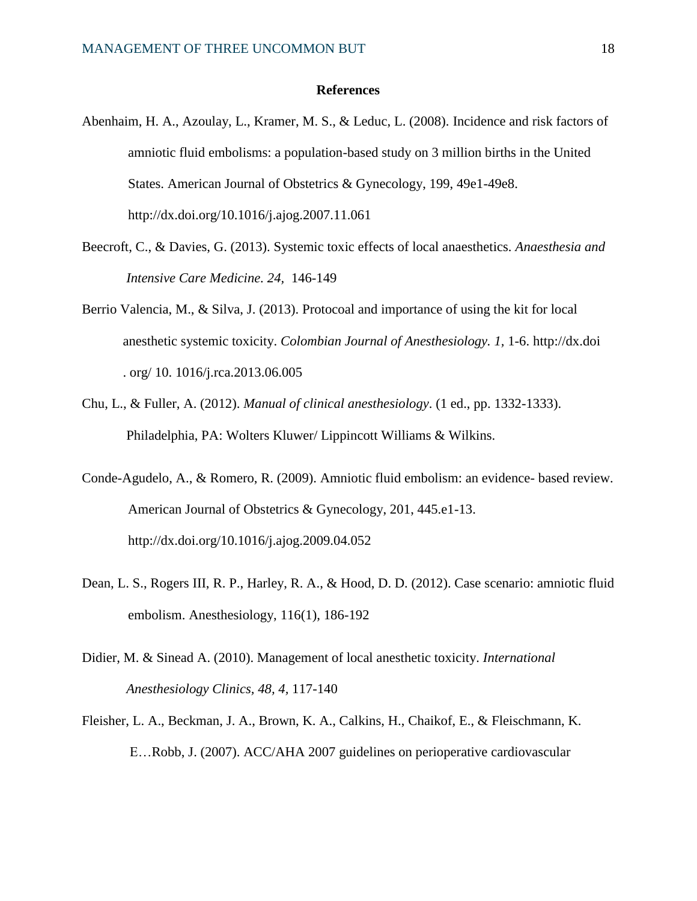**References**

Abenhaim, H. A., Azoulay, L., Kramer, M. S., & Leduc, L. (2008). Incidence and risk factors of amniotic fluid embolisms: a population-based study on 3 million births in the United States. American Journal of Obstetrics & Gynecology, 199, 49e1-49e8. http://dx.doi.org/10.1016/j.ajog.2007.11.061

Beecroft, C., & Davies, G. (2013). Systemic toxic effects of local anaesthetics. *Anaesthesia and Intensive Care Medicine. 24,* 146-149

Berrio Valencia, M., & Silva, J. (2013). Protocoal and importance of using the kit for local anesthetic systemic toxicity. *Colombian Journal of Anesthesiology. 1,* 1-6. http://dx.doi . org/ 10. 1016/j.rca.2013.06.005

Chu, L., & Fuller, A. (2012). *Manual of clinical anesthesiology*. (1 ed., pp. 1332-1333). Philadelphia, PA: Wolters Kluwer/ Lippincott Williams & Wilkins.

Conde-Agudelo, A., & Romero, R. (2009). Amniotic fluid embolism: an evidence- based review. American Journal of Obstetrics & Gynecology, 201, 445.e1-13. http://dx.doi.org/10.1016/j.ajog.2009.04.052

Dean, L. S., Rogers III, R. P., Harley, R. A., & Hood, D. D. (2012). Case scenario: amniotic fluid embolism. Anesthesiology, 116(1), 186-192

Didier, M. & Sinead A. (2010). Management of local anesthetic toxicity. *International Anesthesiology Clinics, 48, 4,* 117-140

Fleisher, L. A., Beckman, J. A., Brown, K. A., Calkins, H., Chaikof, E., & Fleischmann, K. E…Robb, J. (2007). ACC/AHA 2007 guidelines on perioperative cardiovascular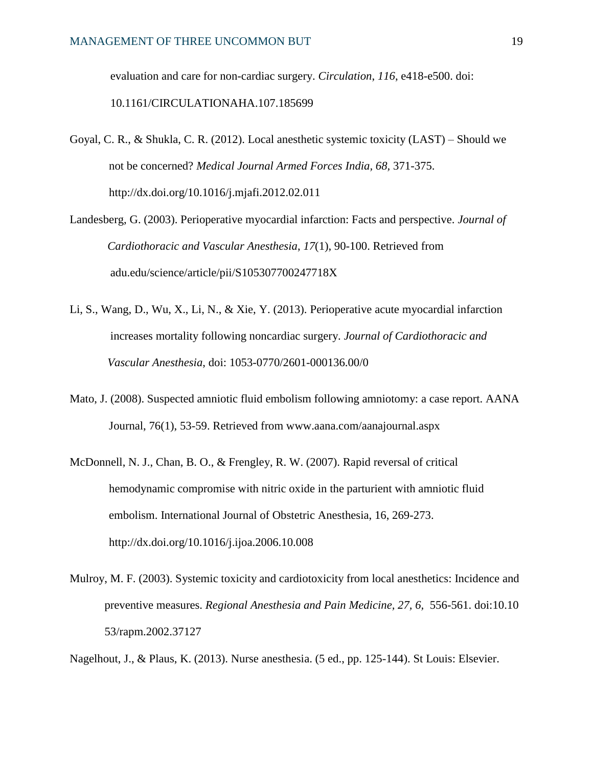evaluation and care for non-cardiac surgery. *Circulation*, *116*, e418-e500. doi: 10.1161/CIRCULATIONAHA.107.185699

Goyal, C. R., & Shukla, C. R. (2012). Local anesthetic systemic toxicity (LAST) – Should we not be concerned? *Medical Journal Armed Forces India, 68,* 371-375. http://dx.doi.org/10.1016/j.mjafi.2012.02.011

Landesberg, G. (2003). Perioperative myocardial infarction: Facts and perspective. *Journal of Cardiothoracic and Vascular Anesthesia*, *17*(1), 90-100. Retrieved from adu.edu/science/article/pii/S105307700247718X

Li, S., Wang, D., Wu, X., Li, N., & Xie, Y. (2013). Perioperative acute myocardial infarction increases mortality following noncardiac surgery. *Journal of Cardiothoracic and Vascular Anesthesia*, doi: 1053-0770/2601-000136.00/0

Mato, J. (2008). Suspected amniotic fluid embolism following amniotomy: a case report. AANA Journal, 76(1), 53-59. Retrieved from www.aana.com/aanajournal.aspx

McDonnell, N. J., Chan, B. O., & Frengley, R. W. (2007). Rapid reversal of critical hemodynamic compromise with nitric oxide in the parturient with amniotic fluid embolism. International Journal of Obstetric Anesthesia, 16, 269-273. http://dx.doi.org/10.1016/j.ijoa.2006.10.008

Mulroy, M. F. (2003). Systemic toxicity and cardiotoxicity from local anesthetics: Incidence and preventive measures. *Regional Anesthesia and Pain Medicine, 27, 6,* 556-561. doi:10.10 53/rapm.2002.37127

Nagelhout, J., & Plaus, K. (2013). Nurse anesthesia. (5 ed., pp. 125-144). St Louis: Elsevier.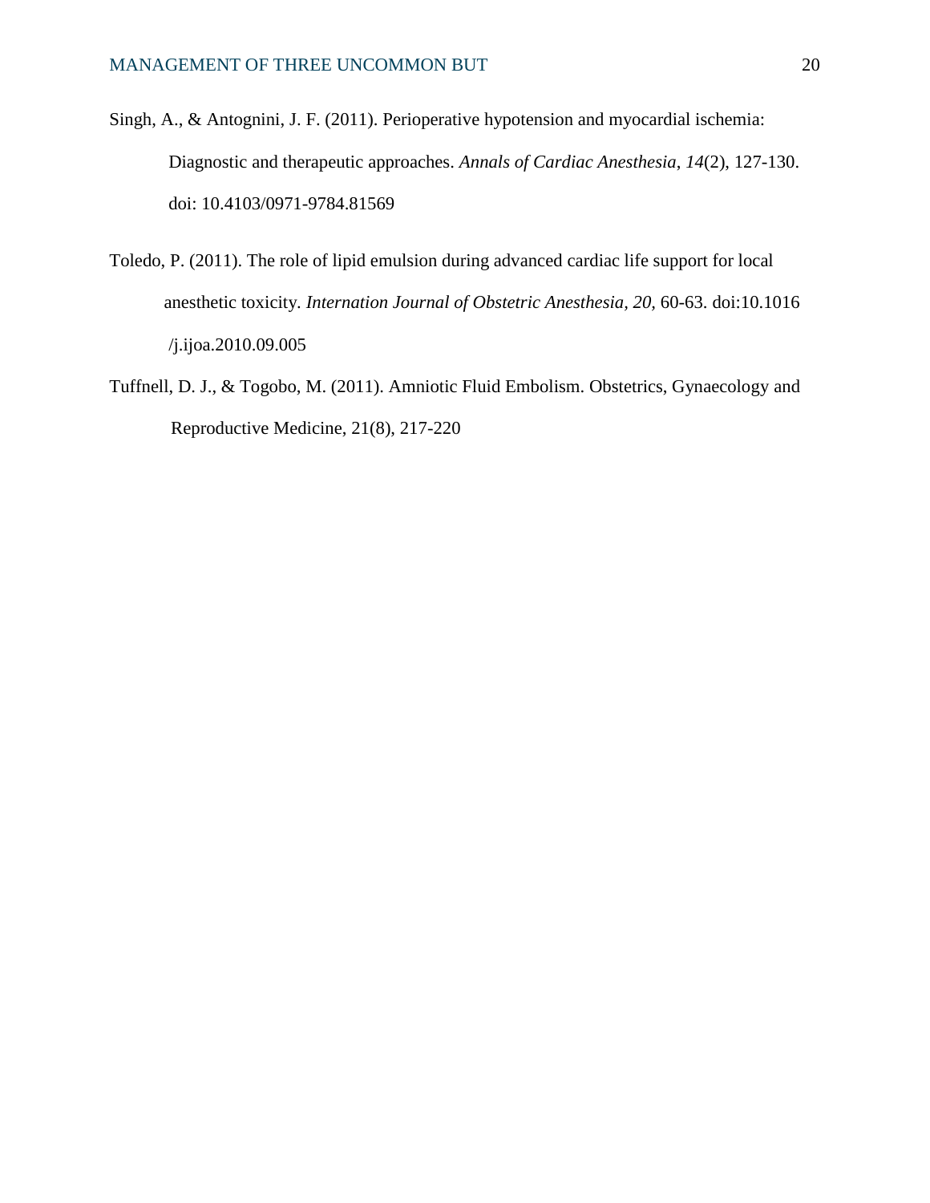Singh, A., & Antognini, J. F. (2011). Perioperative hypotension and myocardial ischemia: Diagnostic and therapeutic approaches. *Annals of Cardiac Anesthesia*, *14*(2), 127-130. doi: 10.4103/0971-9784.81569

Toledo, P. (2011). The role of lipid emulsion during advanced cardiac life support for local anesthetic toxicity. *Internation Journal of Obstetric Anesthesia*, *20*, 60-63. doi:10.1016 /j.ijoa.2010.09.005

Tuffnell, D. J., & Togobo, M. (2011). Amniotic Fluid Embolism. Obstetrics, Gynaecology and Reproductive Medicine, 21(8), 217-220